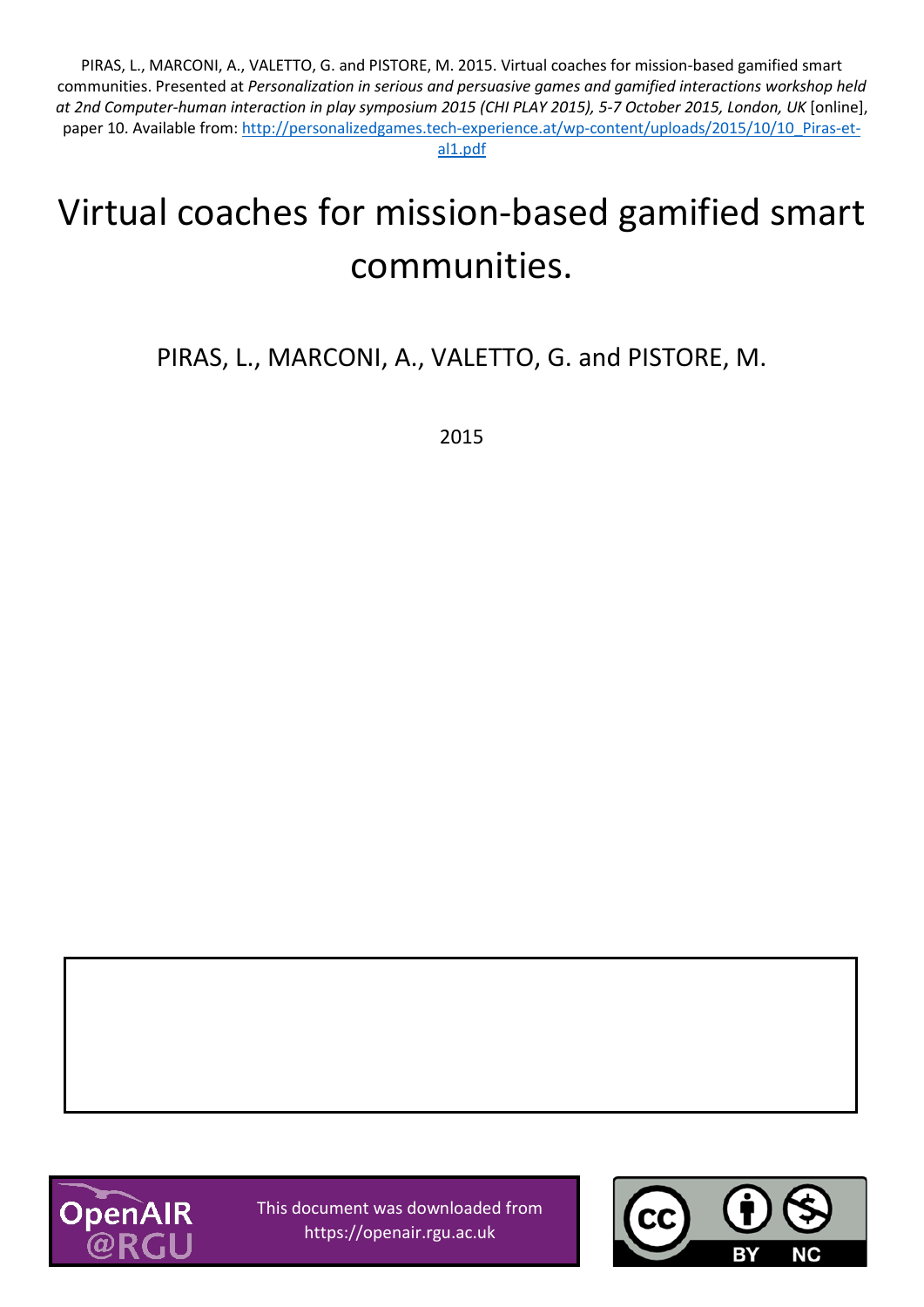PIRAS, L., MARCONI, A., VALETTO, G. and PISTORE, M. 2015. Virtual coaches for mission-based gamified smart communities. Presented at *Personalization in serious and persuasive games and gamified interactions workshop held at 2nd Computer-human interaction in play symposium 2015 (CHI PLAY 2015), 5-7 October 2015, London, UK* [online], paper 10. Available from: http://personalizedgames.tech-experience.at/wp-content/uploads/2015/10/10_Piras-et-al1.pdf

# Virtual coaches for mission-based gamified smart communities.

PIRAS, L., MARCONI, A., VALETTO, G. and PISTORE, M.

2015

This document was downloaded from https://openair.rgu.ac.uk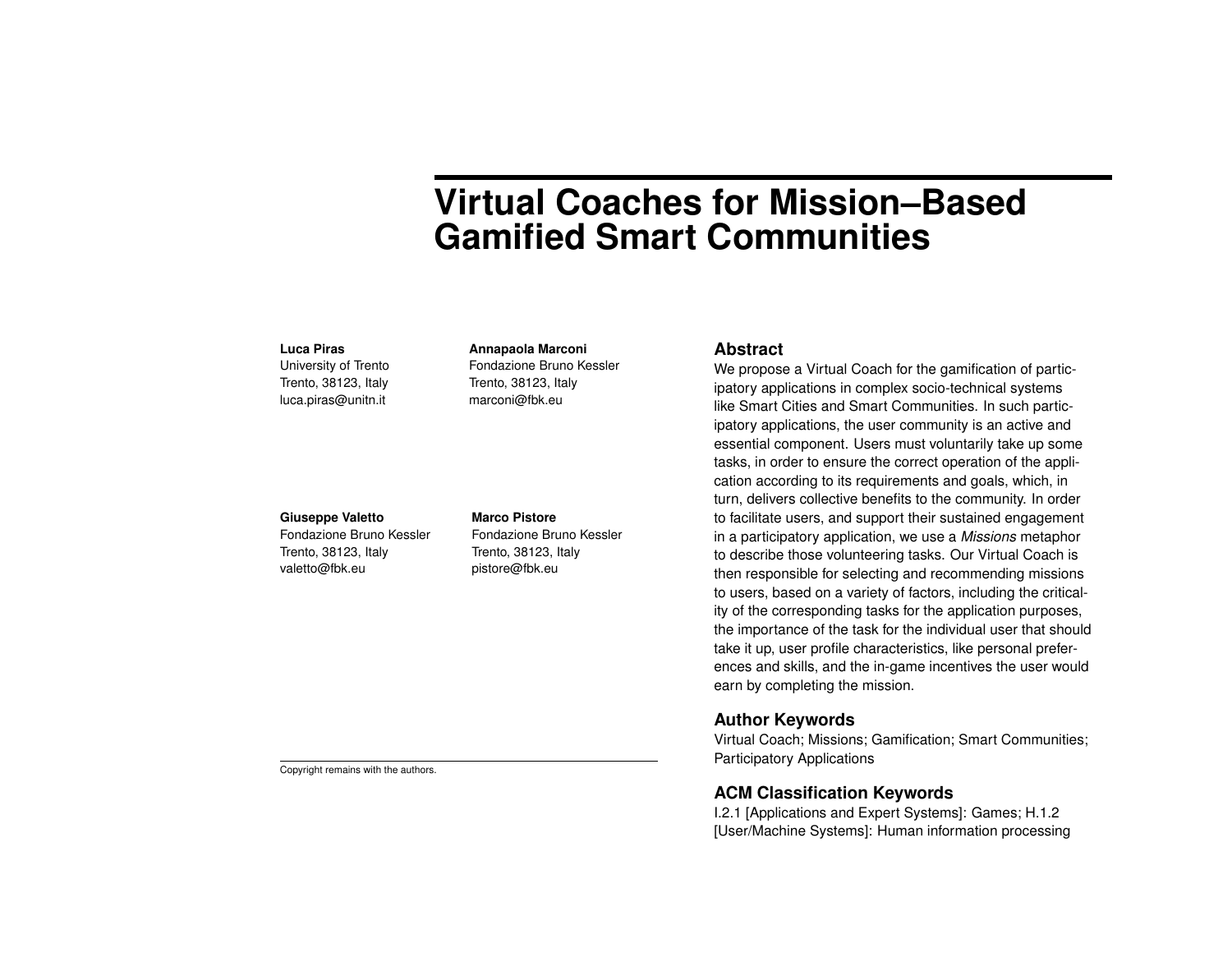# Virtual Coaches for Mission–Based Gamified Smart Communities

**Luca Piras**
University of Trento
Trento, 38123, Italy
luca.piras@unitn.it

**Annapaola Marconi**
Fondazione Bruno Kessler
Trento, 38123, Italy
marconi@fbk.eu

**Giuseppe Valetto**
Fondazione Bruno Kessler
Trento, 38123, Italy
valetto@fbk.eu

**Marco Pistore**
Fondazione Bruno Kessler
Trento, 38123, Italy
pistore@fbk.eu

Copyright remains with the authors.

## Abstract

We propose a Virtual Coach for the gamification of participatory applications in complex socio-technical systems like Smart Cities and Smart Communities. In such participatory applications, the user community is an active and essential component. Users must voluntarily take up some tasks, in order to ensure the correct operation of the application according to its requirements and goals, which, in turn, delivers collective benefits to the community. In order to facilitate users, and support their sustained engagement in a participatory application, we use a *Missions* metaphor to describe those volunteering tasks. Our Virtual Coach is then responsible for selecting and recommending missions to users, based on a variety of factors, including the criticality of the corresponding tasks for the application purposes, the importance of the task for the individual user that should take it up, user profile characteristics, like personal preferences and skills, and the in-game incentives the user would earn by completing the mission.

## Author Keywords

Virtual Coach; Missions; Gamification; Smart Communities; Participatory Applications

## ACM Classification Keywords

I.2.1 [Applications and Expert Systems]: Games; H.1.2 [User/Machine Systems]: Human information processing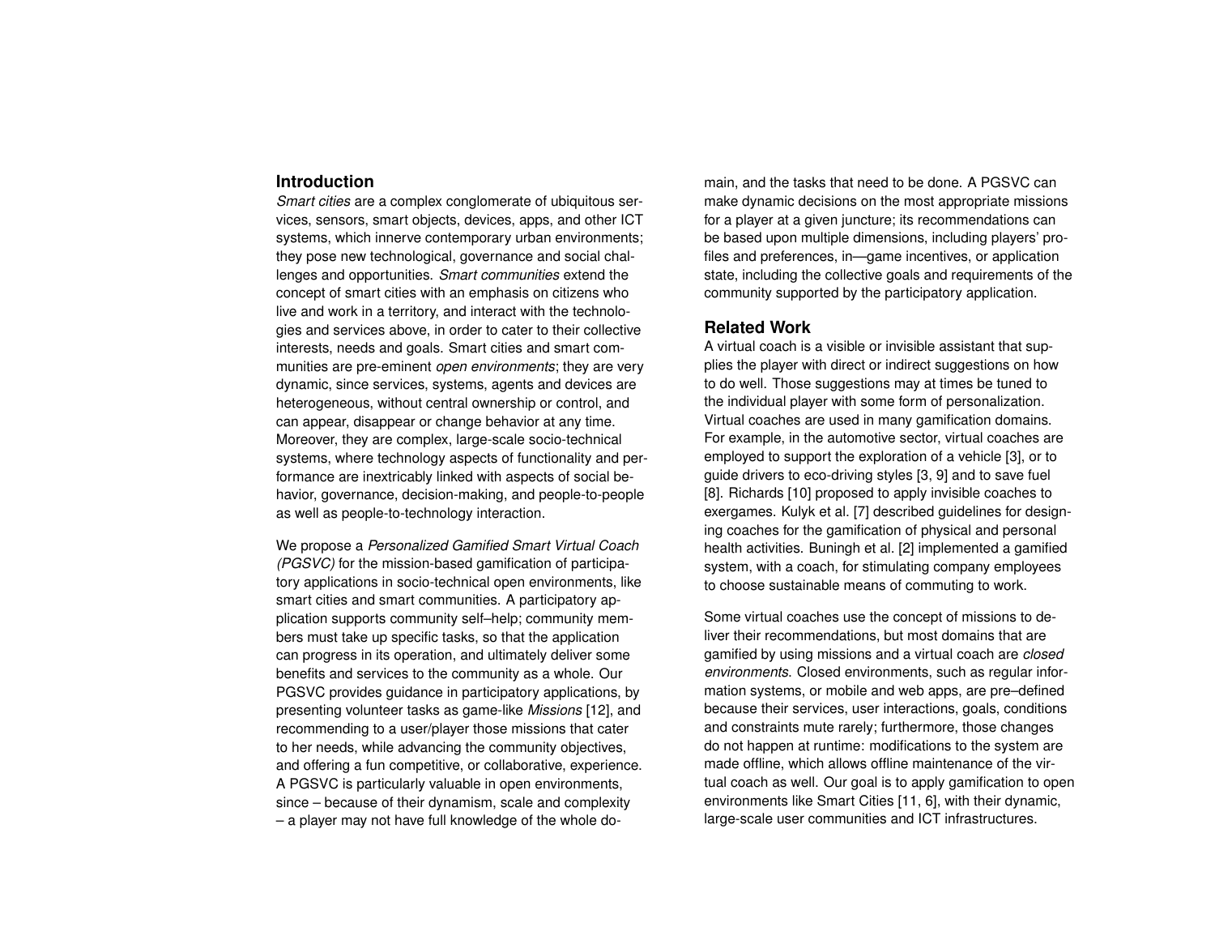## Introduction

*Smart cities* are a complex conglomerate of ubiquitous services, sensors, smart objects, devices, apps, and other ICT systems, which innerve contemporary urban environments; they pose new technological, governance and social challenges and opportunities. *Smart communities* extend the concept of smart cities with an emphasis on citizens who live and work in a territory, and interact with the technologies and services above, in order to cater to their collective interests, needs and goals. Smart cities and smart communities are pre-eminent *open environments*; they are very dynamic, since services, systems, agents and devices are heterogeneous, without central ownership or control, and can appear, disappear or change behavior at any time. Moreover, they are complex, large-scale socio-technical systems, where technology aspects of functionality and performance are inextricably linked with aspects of social behavior, governance, decision-making, and people-to-people as well as people-to-technology interaction.

We propose a *Personalized Gamified Smart Virtual Coach (PGSVC)* for the mission-based gamification of participatory applications in socio-technical open environments, like smart cities and smart communities. A participatory application supports community self–help; community members must take up specific tasks, so that the application can progress in its operation, and ultimately deliver some benefits and services to the community as a whole. Our PGSVC provides guidance in participatory applications, by presenting volunteer tasks as game-like *Missions* [12], and recommending to a user/player those missions that cater to her needs, while advancing the community objectives, and offering a fun competitive, or collaborative, experience. A PGSVC is particularly valuable in open environments, since – because of their dynamism, scale and complexity – a player may not have full knowledge of the whole domain, and the tasks that need to be done. A PGSVC can make dynamic decisions on the most appropriate missions for a player at a given juncture; its recommendations can be based upon multiple dimensions, including players' profiles and preferences, in—game incentives, or application state, including the collective goals and requirements of the community supported by the participatory application.

## Related Work

A virtual coach is a visible or invisible assistant that supplies the player with direct or indirect suggestions on how to do well. Those suggestions may at times be tuned to the individual player with some form of personalization. Virtual coaches are used in many gamification domains. For example, in the automotive sector, virtual coaches are employed to support the exploration of a vehicle [3], or to guide drivers to eco-driving styles [3, 9] and to save fuel [8]. Richards [10] proposed to apply invisible coaches to exergames. Kulyk et al. [7] described guidelines for designing coaches for the gamification of physical and personal health activities. Buningh et al. [2] implemented a gamified system, with a coach, for stimulating company employees to choose sustainable means of commuting to work.

Some virtual coaches use the concept of missions to deliver their recommendations, but most domains that are gamified by using missions and a virtual coach are *closed environments*. Closed environments, such as regular information systems, or mobile and web apps, are pre–defined because their services, user interactions, goals, conditions and constraints mute rarely; furthermore, those changes do not happen at runtime: modifications to the system are made offline, which allows offline maintenance of the virtual coach as well. Our goal is to apply gamification to open environments like Smart Cities [11, 6], with their dynamic, large-scale user communities and ICT infrastructures.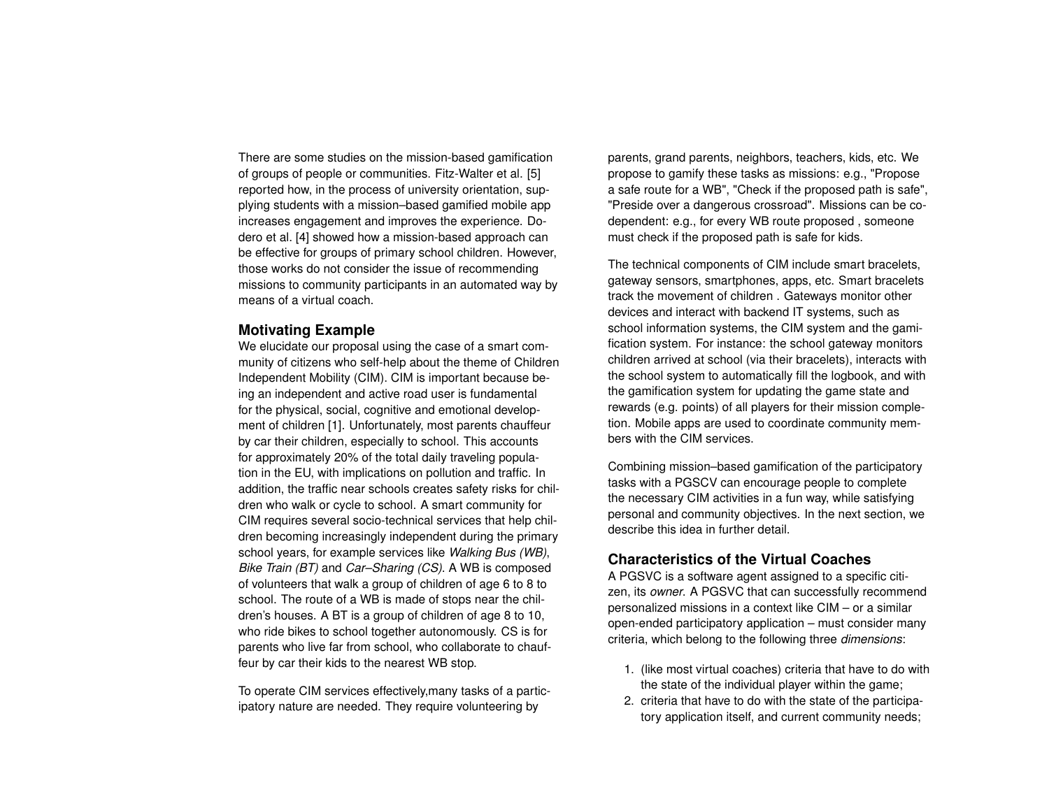There are some studies on the mission-based gamification of groups of people or communities. Fitz-Walter et al. [5] reported how, in the process of university orientation, supplying students with a mission–based gamified mobile app increases engagement and improves the experience. Dodero et al. [4] showed how a mission-based approach can be effective for groups of primary school children. However, those works do not consider the issue of recommending missions to community participants in an automated way by means of a virtual coach.

### Motivating Example

We elucidate our proposal using the case of a smart community of citizens who self-help about the theme of Children Independent Mobility (CIM). CIM is important because being an independent and active road user is fundamental for the physical, social, cognitive and emotional development of children [1]. Unfortunately, most parents chauffeur by car their children, especially to school. This accounts for approximately 20% of the total daily traveling population in the EU, with implications on pollution and traffic. In addition, the traffic near schools creates safety risks for children who walk or cycle to school. A smart community for CIM requires several socio-technical services that help children becoming increasingly independent during the primary school years, for example services like *Walking Bus (WB)*, *Bike Train (BT)* and *Car–Sharing (CS)*. A WB is composed of volunteers that walk a group of children of age 6 to 8 to school. The route of a WB is made of stops near the children's houses. A BT is a group of children of age 8 to 10, who ride bikes to school together autonomously. CS is for parents who live far from school, who collaborate to chauffeur by car their kids to the nearest WB stop.

To operate CIM services effectively,many tasks of a participatory nature are needed. They require volunteering by parents, grand parents, neighbors, teachers, kids, etc. We propose to gamify these tasks as missions: e.g., "Propose a safe route for a WB", "Check if the proposed path is safe", "Preside over a dangerous crossroad". Missions can be codependent: e.g., for every WB route proposed , someone must check if the proposed path is safe for kids.

The technical components of CIM include smart bracelets, gateway sensors, smartphones, apps, etc. Smart bracelets track the movement of children . Gateways monitor other devices and interact with backend IT systems, such as school information systems, the CIM system and the gamification system. For instance: the school gateway monitors children arrived at school (via their bracelets), interacts with the school system to automatically fill the logbook, and with the gamification system for updating the game state and rewards (e.g. points) of all players for their mission completion. Mobile apps are used to coordinate community members with the CIM services.

Combining mission–based gamification of the participatory tasks with a PGSCV can encourage people to complete the necessary CIM activities in a fun way, while satisfying personal and community objectives. In the next section, we describe this idea in further detail.

### Characteristics of the Virtual Coaches

A PGSVC is a software agent assigned to a specific citizen, its *owner*. A PGSVC that can successfully recommend personalized missions in a context like CIM – or a similar open-ended participatory application – must consider many criteria, which belong to the following three *dimensions*:

1. (like most virtual coaches) criteria that have to do with the state of the individual player within the game;
2. criteria that have to do with the state of the participatory application itself, and current community needs;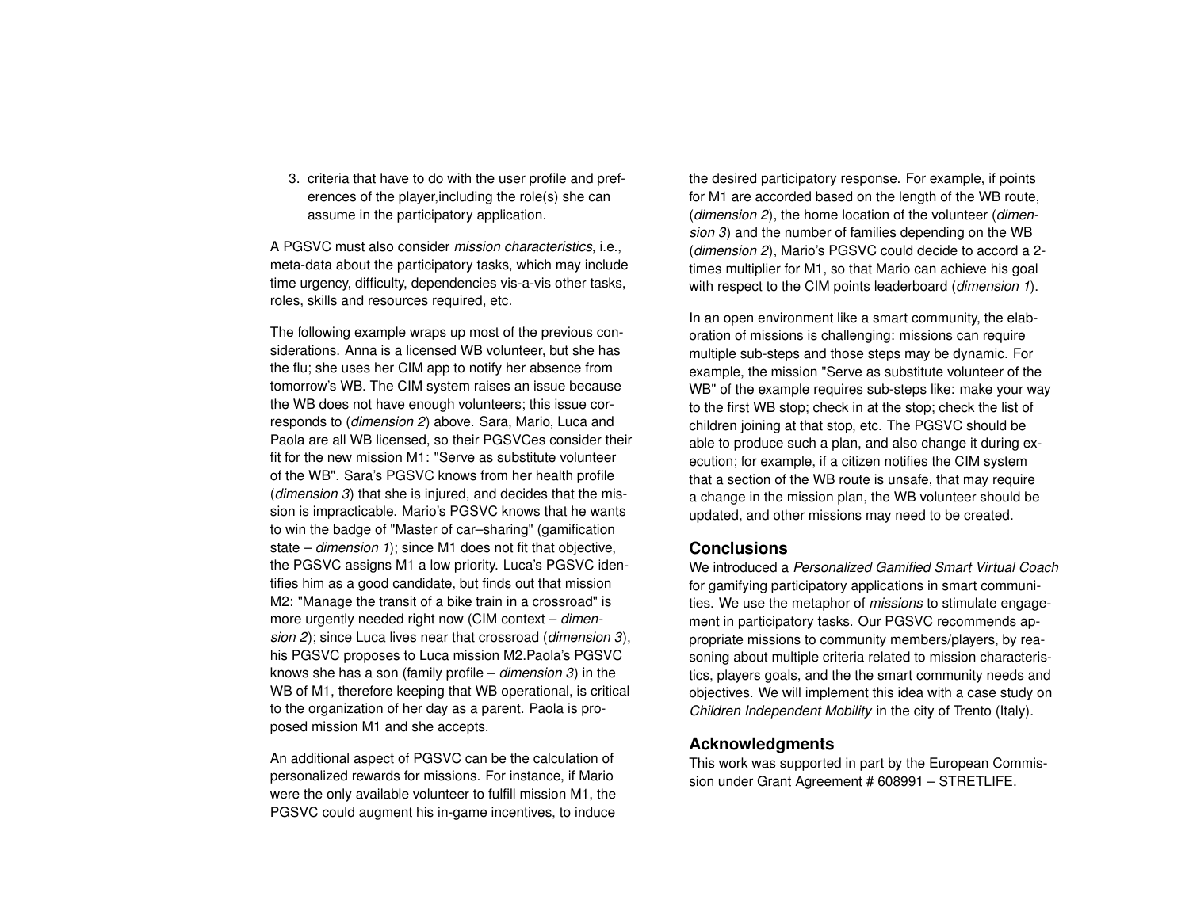3. criteria that have to do with the user profile and preferences of the player,including the role(s) she can assume in the participatory application.

A PGSVC must also consider *mission characteristics*, i.e., meta-data about the participatory tasks, which may include time urgency, difficulty, dependencies vis-a-vis other tasks, roles, skills and resources required, etc.

The following example wraps up most of the previous considerations. Anna is a licensed WB volunteer, but she has the flu; she uses her CIM app to notify her absence from tomorrow's WB. The CIM system raises an issue because the WB does not have enough volunteers; this issue corresponds to (*dimension 2*) above. Sara, Mario, Luca and Paola are all WB licensed, so their PGSVCes consider their fit for the new mission M1: "Serve as substitute volunteer of the WB". Sara's PGSVC knows from her health profile (*dimension 3*) that she is injured, and decides that the mission is impracticable. Mario's PGSVC knows that he wants to win the badge of "Master of car–sharing" (gamification state – *dimension 1*); since M1 does not fit that objective, the PGSVC assigns M1 a low priority. Luca's PGSVC identifies him as a good candidate, but finds out that mission M2: "Manage the transit of a bike train in a crossroad" is more urgently needed right now (CIM context – *dimension 2*); since Luca lives near that crossroad (*dimension 3*), his PGSVC proposes to Luca mission M2.Paola's PGSVC knows she has a son (family profile – *dimension 3*) in the WB of M1, therefore keeping that WB operational, is critical to the organization of her day as a parent. Paola is proposed mission M1 and she accepts.

An additional aspect of PGSVC can be the calculation of personalized rewards for missions. For instance, if Mario were the only available volunteer to fulfill mission M1, the PGSVC could augment his in-game incentives, to induce the desired participatory response. For example, if points for M1 are accorded based on the length of the WB route, (*dimension 2*), the home location of the volunteer (*dimension 3*) and the number of families depending on the WB (*dimension 2*), Mario's PGSVC could decide to accord a 2-times multiplier for M1, so that Mario can achieve his goal with respect to the CIM points leaderboard (*dimension 1*).

In an open environment like a smart community, the elaboration of missions is challenging: missions can require multiple sub-steps and those steps may be dynamic. For example, the mission "Serve as substitute volunteer of the WB" of the example requires sub-steps like: make your way to the first WB stop; check in at the stop; check the list of children joining at that stop, etc. The PGSVC should be able to produce such a plan, and also change it during execution; for example, if a citizen notifies the CIM system that a section of the WB route is unsafe, that may require a change in the mission plan, the WB volunteer should be updated, and other missions may need to be created.

## Conclusions

We introduced a *Personalized Gamified Smart Virtual Coach* for gamifying participatory applications in smart communities. We use the metaphor of *missions* to stimulate engagement in participatory tasks. Our PGSVC recommends appropriate missions to community members/players, by reasoning about multiple criteria related to mission characteristics, players goals, and the the smart community needs and objectives. We will implement this idea with a case study on *Children Independent Mobility* in the city of Trento (Italy).

## Acknowledgments

This work was supported in part by the European Commission under Grant Agreement # 608991 – STRETLIFE.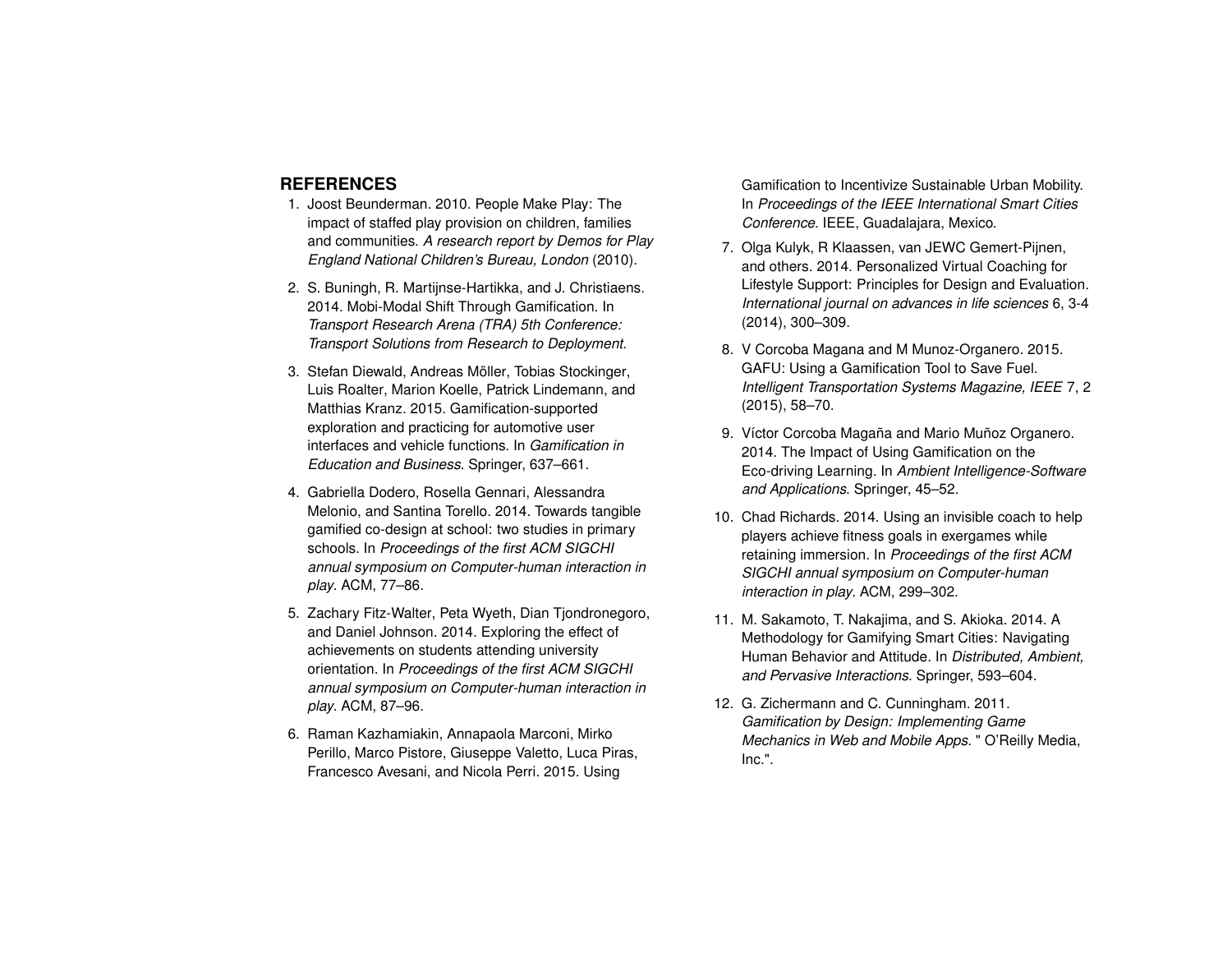## REFERENCES

1. Joost Beunderman. 2010. People Make Play: The impact of staffed play provision on children, families and communities. *A research report by Demos for Play England National Children's Bureau, London* (2010).

2. S. Buningh, R. Martijnse-Hartikka, and J. Christiaens. 2014. Mobi-Modal Shift Through Gamification. In *Transport Research Arena (TRA) 5th Conference: Transport Solutions from Research to Deployment*.

3. Stefan Diewald, Andreas Möller, Tobias Stockinger, Luis Roalter, Marion Koelle, Patrick Lindemann, and Matthias Kranz. 2015. Gamification-supported exploration and practicing for automotive user interfaces and vehicle functions. In *Gamification in Education and Business*. Springer, 637–661.

4. Gabriella Dodero, Rosella Gennari, Alessandra Melonio, and Santina Torello. 2014. Towards tangible gamified co-design at school: two studies in primary schools. In *Proceedings of the first ACM SIGCHI annual symposium on Computer-human interaction in play*. ACM, 77–86.

5. Zachary Fitz-Walter, Peta Wyeth, Dian Tjondronegoro, and Daniel Johnson. 2014. Exploring the effect of achievements on students attending university orientation. In *Proceedings of the first ACM SIGCHI annual symposium on Computer-human interaction in play*. ACM, 87–96.

6. Raman Kazhamiakin, Annapaola Marconi, Mirko Perillo, Marco Pistore, Giuseppe Valetto, Luca Piras, Francesco Avesani, and Nicola Perri. 2015. Using Gamification to Incentivize Sustainable Urban Mobility. In *Proceedings of the IEEE International Smart Cities Conference*. IEEE, Guadalajara, Mexico.

7. Olga Kulyk, R Klaassen, van JEWC Gemert-Pijnen, and others. 2014. Personalized Virtual Coaching for Lifestyle Support: Principles for Design and Evaluation. *International journal on advances in life sciences* 6, 3-4 (2014), 300–309.

8. V Corcoba Magana and M Munoz-Organero. 2015. GAFU: Using a Gamification Tool to Save Fuel. *Intelligent Transportation Systems Magazine, IEEE* 7, 2 (2015), 58–70.

9. Víctor Corcoba Magaña and Mario Muñoz Organero. 2014. The Impact of Using Gamification on the Eco-driving Learning. In *Ambient Intelligence-Software and Applications*. Springer, 45–52.

10. Chad Richards. 2014. Using an invisible coach to help players achieve fitness goals in exergames while retaining immersion. In *Proceedings of the first ACM SIGCHI annual symposium on Computer-human interaction in play*. ACM, 299–302.

11. M. Sakamoto, T. Nakajima, and S. Akioka. 2014. A Methodology for Gamifying Smart Cities: Navigating Human Behavior and Attitude. In *Distributed, Ambient, and Pervasive Interactions*. Springer, 593–604.

12. G. Zichermann and C. Cunningham. 2011. *Gamification by Design: Implementing Game Mechanics in Web and Mobile Apps*. " O'Reilly Media, Inc.".